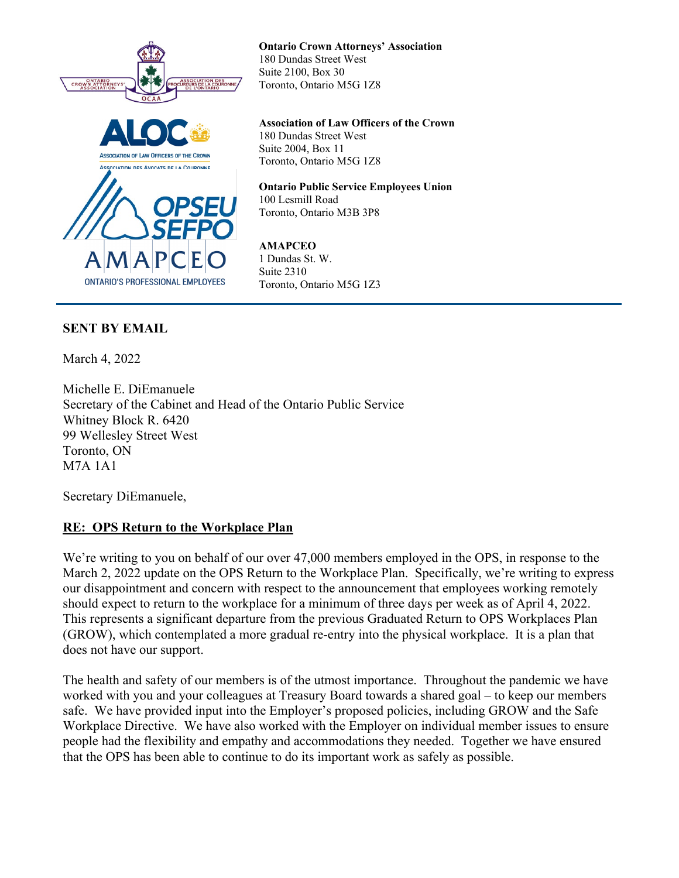**Ontario Crown Attorneys' Association**
180 Dundas Street West
Suite 2100, Box 30
Toronto, Ontario M5G 1Z8

**Association of Law Officers of the Crown**
180 Dundas Street West
Suite 2004, Box 11
Toronto, Ontario M5G 1Z8

**Ontario Public Service Employees Union**
100 Lesmill Road
Toronto, Ontario M3B 3P8

**AMAPCEO**
1 Dundas St. W.
Suite 2310
Toronto, Ontario M5G 1Z3

---

**SENT BY EMAIL**

March 4, 2022

Michelle E. DiEmanuele
Secretary of the Cabinet and Head of the Ontario Public Service
Whitney Block R. 6420
99 Wellesley Street West
Toronto, ON
M7A 1A1

Secretary DiEmanuele,

**RE: OPS Return to the Workplace Plan**

We're writing to you on behalf of our over 47,000 members employed in the OPS, in response to the March 2, 2022 update on the OPS Return to the Workplace Plan. Specifically, we're writing to express our disappointment and concern with respect to the announcement that employees working remotely should expect to return to the workplace for a minimum of three days per week as of April 4, 2022. This represents a significant departure from the previous Graduated Return to OPS Workplaces Plan (GROW), which contemplated a more gradual re-entry into the physical workplace. It is a plan that does not have our support.

The health and safety of our members is of the utmost importance. Throughout the pandemic we have worked with you and your colleagues at Treasury Board towards a shared goal – to keep our members safe. We have provided input into the Employer's proposed policies, including GROW and the Safe Workplace Directive. We have also worked with the Employer on individual member issues to ensure people had the flexibility and empathy and accommodations they needed. Together we have ensured that the OPS has been able to continue to do its important work as safely as possible.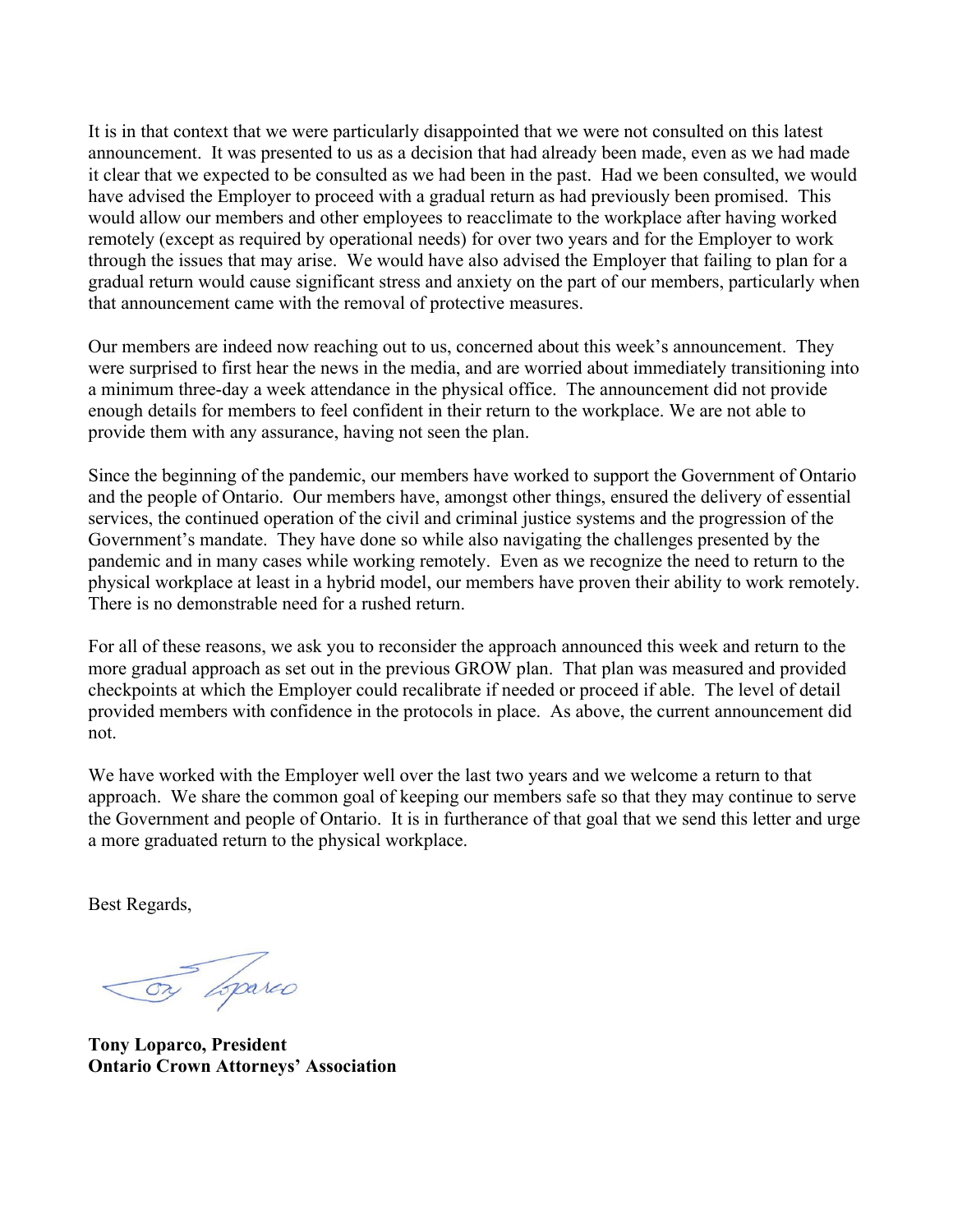It is in that context that we were particularly disappointed that we were not consulted on this latest announcement. It was presented to us as a decision that had already been made, even as we had made it clear that we expected to be consulted as we had been in the past. Had we been consulted, we would have advised the Employer to proceed with a gradual return as had previously been promised. This would allow our members and other employees to reacclimate to the workplace after having worked remotely (except as required by operational needs) for over two years and for the Employer to work through the issues that may arise. We would have also advised the Employer that failing to plan for a gradual return would cause significant stress and anxiety on the part of our members, particularly when that announcement came with the removal of protective measures.

Our members are indeed now reaching out to us, concerned about this week's announcement. They were surprised to first hear the news in the media, and are worried about immediately transitioning into a minimum three-day a week attendance in the physical office. The announcement did not provide enough details for members to feel confident in their return to the workplace. We are not able to provide them with any assurance, having not seen the plan.

Since the beginning of the pandemic, our members have worked to support the Government of Ontario and the people of Ontario. Our members have, amongst other things, ensured the delivery of essential services, the continued operation of the civil and criminal justice systems and the progression of the Government's mandate. They have done so while also navigating the challenges presented by the pandemic and in many cases while working remotely. Even as we recognize the need to return to the physical workplace at least in a hybrid model, our members have proven their ability to work remotely. There is no demonstrable need for a rushed return.

For all of these reasons, we ask you to reconsider the approach announced this week and return to the more gradual approach as set out in the previous GROW plan. That plan was measured and provided checkpoints at which the Employer could recalibrate if needed or proceed if able. The level of detail provided members with confidence in the protocols in place. As above, the current announcement did not.

We have worked with the Employer well over the last two years and we welcome a return to that approach. We share the common goal of keeping our members safe so that they may continue to serve the Government and people of Ontario. It is in furtherance of that goal that we send this letter and urge a more graduated return to the physical workplace.

Best Regards,

**Tony Loparco, President**
**Ontario Crown Attorneys' Association**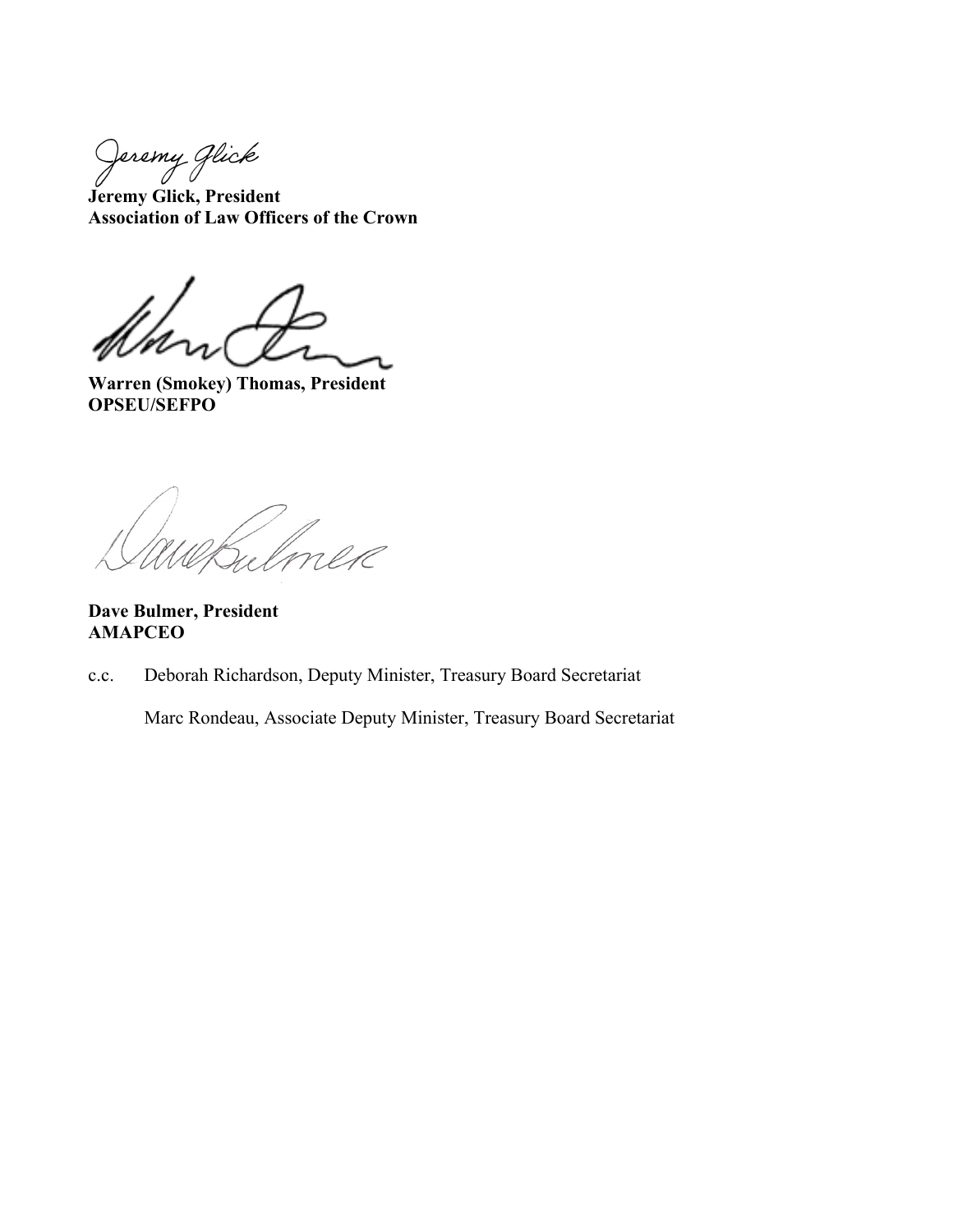Jeremy Glick

**Jeremy Glick, President**
**Association of Law Officers of the Crown**

**Warren (Smokey) Thomas, President**
**OPSEU/SEFPO**

**Dave Bulmer, President**
**AMAPCEO**

c.c. Deborah Richardson, Deputy Minister, Treasury Board Secretariat

Marc Rondeau, Associate Deputy Minister, Treasury Board Secretariat